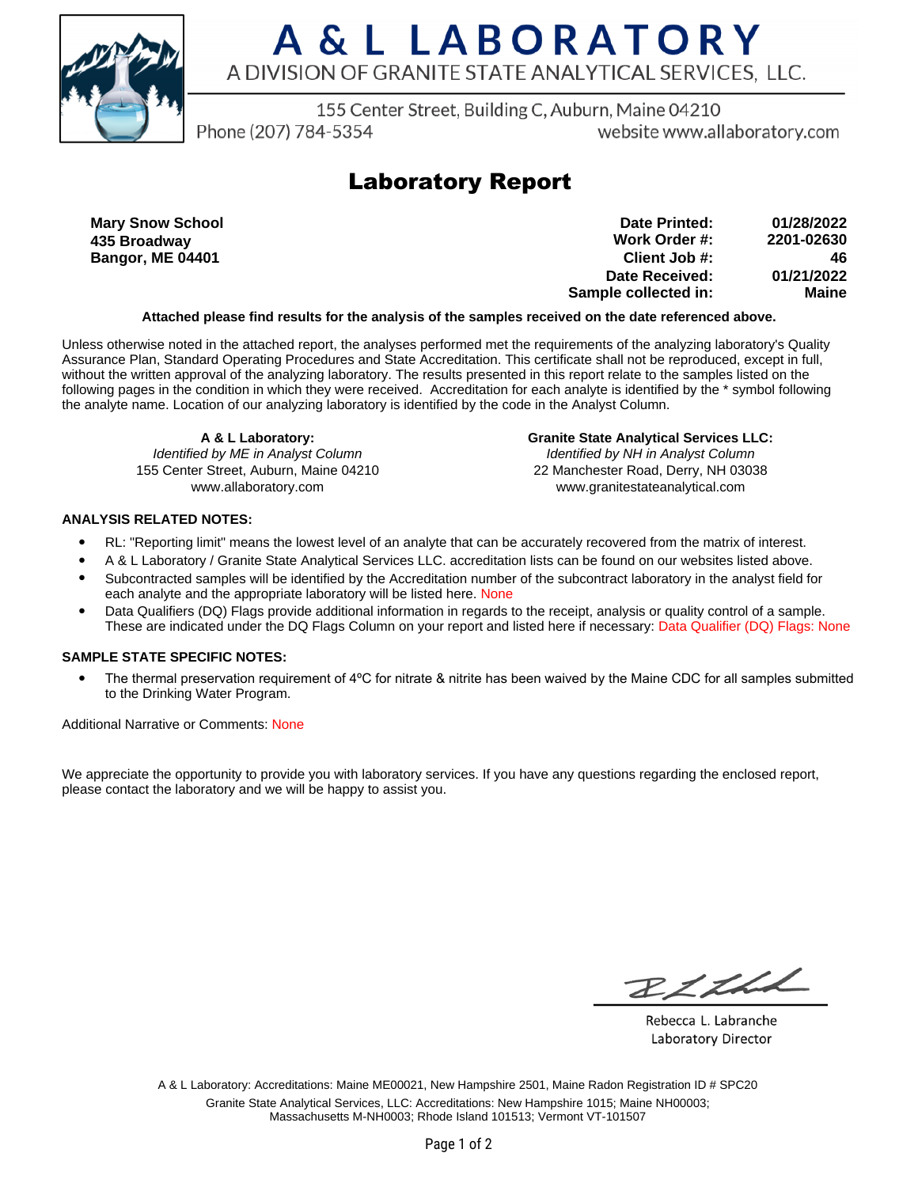# A & L LABORATORY

A DIVISION OF GRANITE STATE ANALYTICAL SERVICES, LLC.

155 Center Street, Building C, Auburn, Maine 04210
Phone (207) 784-5354 website www.allaboratory.com

## Laboratory Report

**Mary Snow School**
**435 Broadway**
**Bangor, ME 04401**

| | |
|---|---|
| **Date Printed:** | **01/28/2022** |
| **Work Order #:** | **2201-02630** |
| **Client Job #:** | **46** |
| **Date Received:** | **01/21/2022** |
| **Sample collected in:** | **Maine** |

**Attached please find results for the analysis of the samples received on the date referenced above.**

Unless otherwise noted in the attached report, the analyses performed met the requirements of the analyzing laboratory's Quality Assurance Plan, Standard Operating Procedures and State Accreditation. This certificate shall not be reproduced, except in full, without the written approval of the analyzing laboratory. The results presented in this report relate to the samples listed on the following pages in the condition in which they were received. Accreditation for each analyte is identified by the * symbol following the analyte name. Location of our analyzing laboratory is identified by the code in the Analyst Column.

**A & L Laboratory:**
*Identified by ME in Analyst Column*
155 Center Street, Auburn, Maine 04210
www.allaboratory.com

**Granite State Analytical Services LLC:**
*Identified by NH in Analyst Column*
22 Manchester Road, Derry, NH 03038
www.granitestateanalytical.com

**ANALYSIS RELATED NOTES:**

- RL: "Reporting limit" means the lowest level of an analyte that can be accurately recovered from the matrix of interest.
- A & L Laboratory / Granite State Analytical Services LLC. accreditation lists can be found on our websites listed above.
- Subcontracted samples will be identified by the Accreditation number of the subcontract laboratory in the analyst field for each analyte and the appropriate laboratory will be listed here. None
- Data Qualifiers (DQ) Flags provide additional information in regards to the receipt, analysis or quality control of a sample. These are indicated under the DQ Flags Column on your report and listed here if necessary: Data Qualifier (DQ) Flags: None

**SAMPLE STATE SPECIFIC NOTES:**

- The thermal preservation requirement of 4ºC for nitrate & nitrite has been waived by the Maine CDC for all samples submitted to the Drinking Water Program.

Additional Narrative or Comments: None

We appreciate the opportunity to provide you with laboratory services. If you have any questions regarding the enclosed report, please contact the laboratory and we will be happy to assist you.

Rebecca L. Labranche
Laboratory Director

A & L Laboratory: Accreditations: Maine ME00021, New Hampshire 2501, Maine Radon Registration ID # SPC20
Granite State Analytical Services, LLC: Accreditations: New Hampshire 1015; Maine NH00003; Massachusetts M-NH0003; Rhode Island 101513; Vermont VT-101507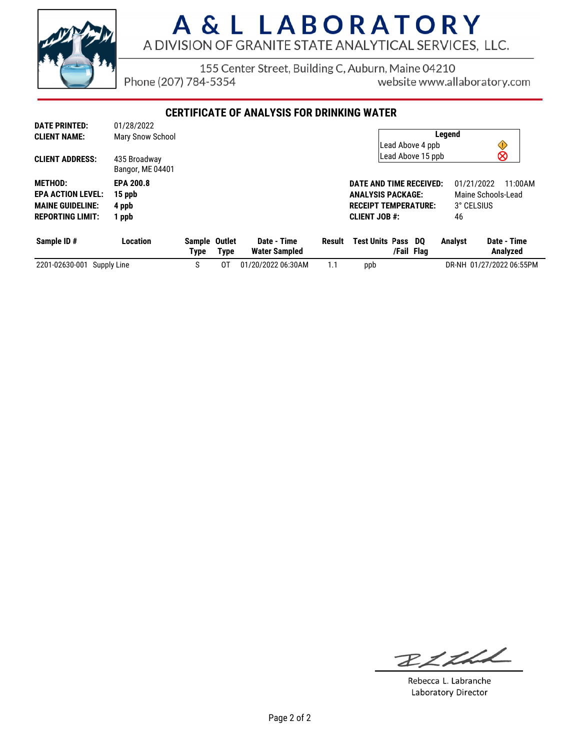# A & L LABORATORY

A DIVISION OF GRANITE STATE ANALYTICAL SERVICES, LLC.

155 Center Street, Building C, Auburn, Maine 04210

Phone (207) 784-5354

website www.allaboratory.com

## CERTIFICATE OF ANALYSIS FOR DRINKING WATER

**DATE PRINTED:** 01/28/2022

**CLIENT NAME:** Mary Snow School

**CLIENT ADDRESS:** 435 Broadway
Bangor, ME 04401

| Legend | |
|---|---|
| Lead Above 4 ppb | ⚠ |
| Lead Above 15 ppb | ⊗ |

**METHOD:** EPA 200.8

**EPA ACTION LEVEL:** 15 ppb

**MAINE GUIDELINE:** 4 ppb

**REPORTING LIMIT:** 1 ppb

**DATE AND TIME RECEIVED:** 01/21/2022 11:00AM

**ANALYSIS PACKAGE:** Maine Schools-Lead

**RECEIPT TEMPERATURE:** 3° CELSIUS

**CLIENT JOB #:** 46

| Sample ID # | Location | Sample Type | Outlet Type | Date - Time Water Sampled | Result | Test Units | Pass /Fail | DQ Flag | Analyst | Date - Time Analyzed |
|---|---|---|---|---|---|---|---|---|---|---|
| 2201-02630-001 | Supply Line | S | OT | 01/20/2022 06:30AM | 1.1 | ppb | | | DR-NH | 01/27/2022 06:55PM |

Rebecca L. Labranche
Laboratory Director